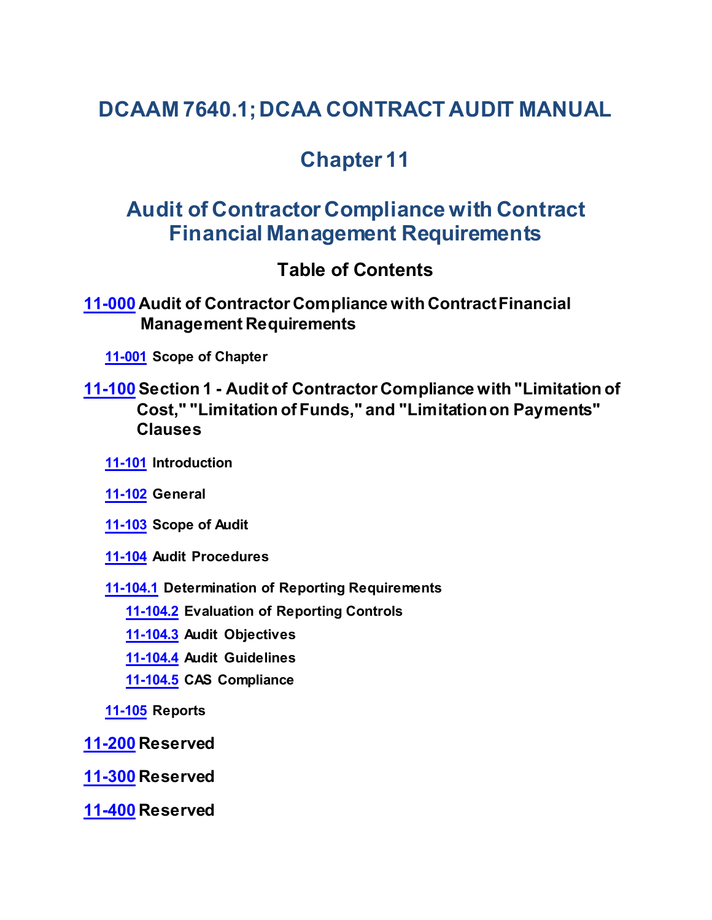# DCAAM 7640.1; DCAA CONTRACT AUDIT MANUAL

# Chapter 11

# Audit of Contractor Compliance with Contract Financial Management Requirements

## Table of Contents

**11-000 Audit of Contractor Compliance with Contract Financial Management Requirements**

- **11-001 Scope of Chapter**

**11-100 Section 1 - Audit of Contractor Compliance with "Limitation of Cost," "Limitation of Funds," and "Limitation on Payments" Clauses**

- **11-101 Introduction**
- **11-102 General**
- **11-103 Scope of Audit**
- **11-104 Audit Procedures**
- **11-104.1 Determination of Reporting Requirements**
    - **11-104.2 Evaluation of Reporting Controls**
    - **11-104.3 Audit Objectives**
    - **11-104.4 Audit Guidelines**
    - **11-104.5 CAS Compliance**
- **11-105 Reports**

**11-200 Reserved**

**11-300 Reserved**

**11-400 Reserved**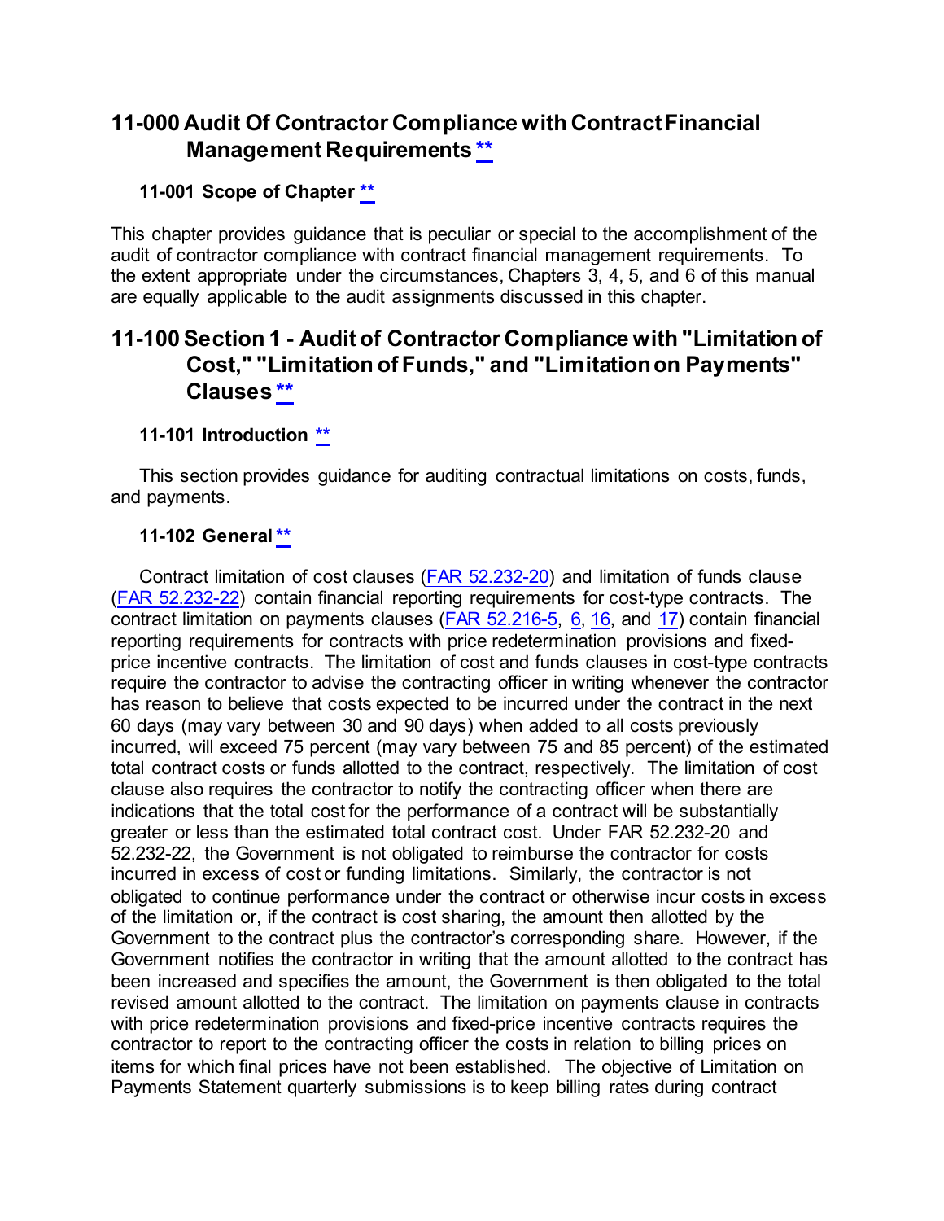# 11-000 Audit Of Contractor Compliance with Contract Financial Management Requirements [**]

### 11-001 Scope of Chapter [**]

This chapter provides guidance that is peculiar or special to the accomplishment of the audit of contractor compliance with contract financial management requirements. To the extent appropriate under the circumstances, Chapters 3, 4, 5, and 6 of this manual are equally applicable to the audit assignments discussed in this chapter.

## 11-100 Section 1 - Audit of Contractor Compliance with "Limitation of Cost," "Limitation of Funds," and "Limitation on Payments" Clauses [**]

### 11-101 Introduction [**]

This section provides guidance for auditing contractual limitations on costs, funds, and payments.

### 11-102 General [**]

Contract limitation of cost clauses (FAR 52.232-20) and limitation of funds clause (FAR 52.232-22) contain financial reporting requirements for cost-type contracts. The contract limitation on payments clauses (FAR 52.216-5, 6, 16, and 17) contain financial reporting requirements for contracts with price redetermination provisions and fixed-price incentive contracts. The limitation of cost and funds clauses in cost-type contracts require the contractor to advise the contracting officer in writing whenever the contractor has reason to believe that costs expected to be incurred under the contract in the next 60 days (may vary between 30 and 90 days) when added to all costs previously incurred, will exceed 75 percent (may vary between 75 and 85 percent) of the estimated total contract costs or funds allotted to the contract, respectively. The limitation of cost clause also requires the contractor to notify the contracting officer when there are indications that the total cost for the performance of a contract will be substantially greater or less than the estimated total contract cost. Under FAR 52.232-20 and 52.232-22, the Government is not obligated to reimburse the contractor for costs incurred in excess of cost or funding limitations. Similarly, the contractor is not obligated to continue performance under the contract or otherwise incur costs in excess of the limitation or, if the contract is cost sharing, the amount then allotted by the Government to the contract plus the contractor's corresponding share. However, if the Government notifies the contractor in writing that the amount allotted to the contract has been increased and specifies the amount, the Government is then obligated to the total revised amount allotted to the contract. The limitation on payments clause in contracts with price redetermination provisions and fixed-price incentive contracts requires the contractor to report to the contracting officer the costs in relation to billing prices on items for which final prices have not been established. The objective of Limitation on Payments Statement quarterly submissions is to keep billing rates during contract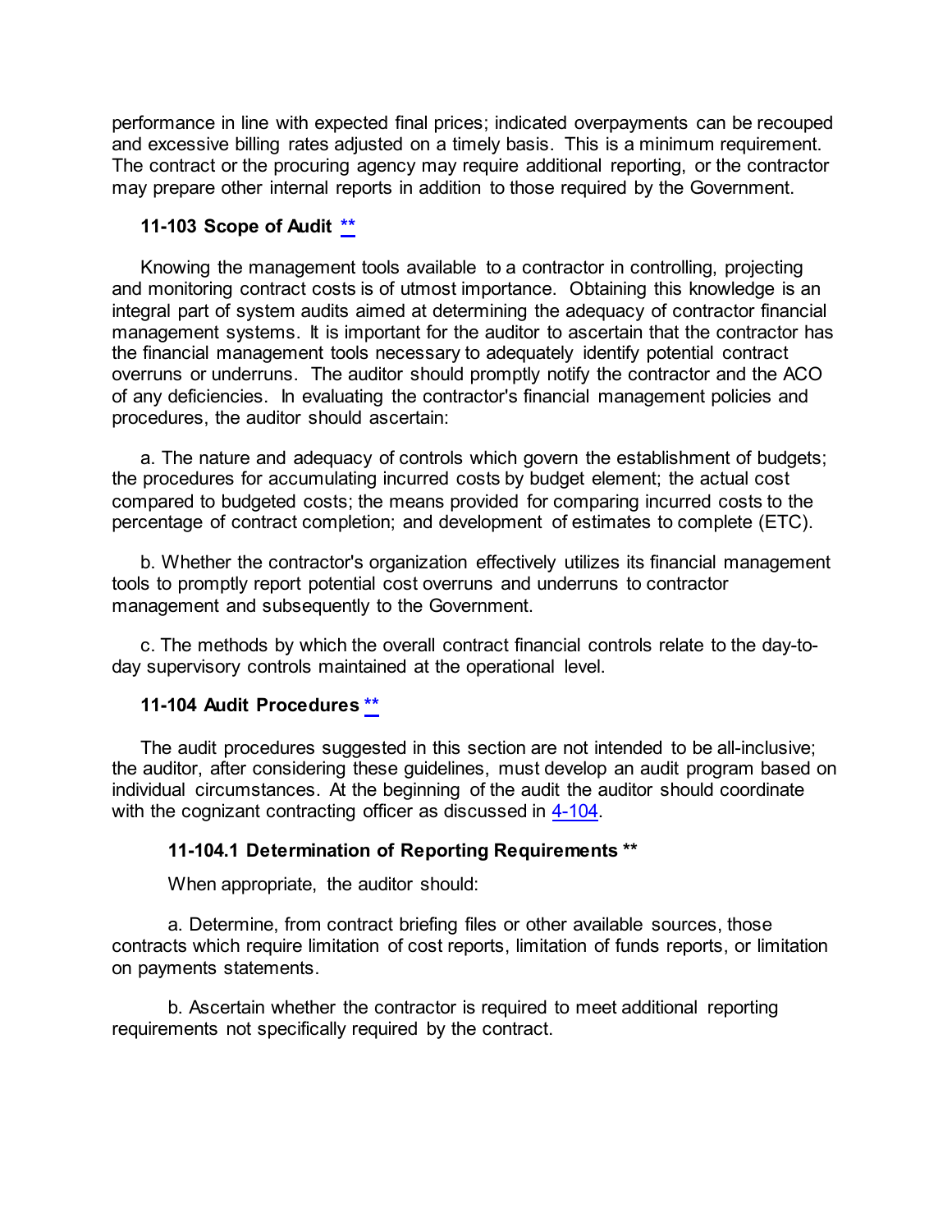performance in line with expected final prices; indicated overpayments can be recouped and excessive billing rates adjusted on a timely basis. This is a minimum requirement. The contract or the procuring agency may require additional reporting, or the contractor may prepare other internal reports in addition to those required by the Government.

### 11-103 Scope of Audit **

Knowing the management tools available to a contractor in controlling, projecting and monitoring contract costs is of utmost importance. Obtaining this knowledge is an integral part of system audits aimed at determining the adequacy of contractor financial management systems. It is important for the auditor to ascertain that the contractor has the financial management tools necessary to adequately identify potential contract overruns or underruns. The auditor should promptly notify the contractor and the ACO of any deficiencies. In evaluating the contractor's financial management policies and procedures, the auditor should ascertain:

a. The nature and adequacy of controls which govern the establishment of budgets; the procedures for accumulating incurred costs by budget element; the actual cost compared to budgeted costs; the means provided for comparing incurred costs to the percentage of contract completion; and development of estimates to complete (ETC).

b. Whether the contractor's organization effectively utilizes its financial management tools to promptly report potential cost overruns and underruns to contractor management and subsequently to the Government.

c. The methods by which the overall contract financial controls relate to the day-to-day supervisory controls maintained at the operational level.

### 11-104 Audit Procedures **

The audit procedures suggested in this section are not intended to be all-inclusive; the auditor, after considering these guidelines, must develop an audit program based on individual circumstances. At the beginning of the audit the auditor should coordinate with the cognizant contracting officer as discussed in 4-104.

#### 11-104.1 Determination of Reporting Requirements **

When appropriate, the auditor should:

a. Determine, from contract briefing files or other available sources, those contracts which require limitation of cost reports, limitation of funds reports, or limitation on payments statements.

b. Ascertain whether the contractor is required to meet additional reporting requirements not specifically required by the contract.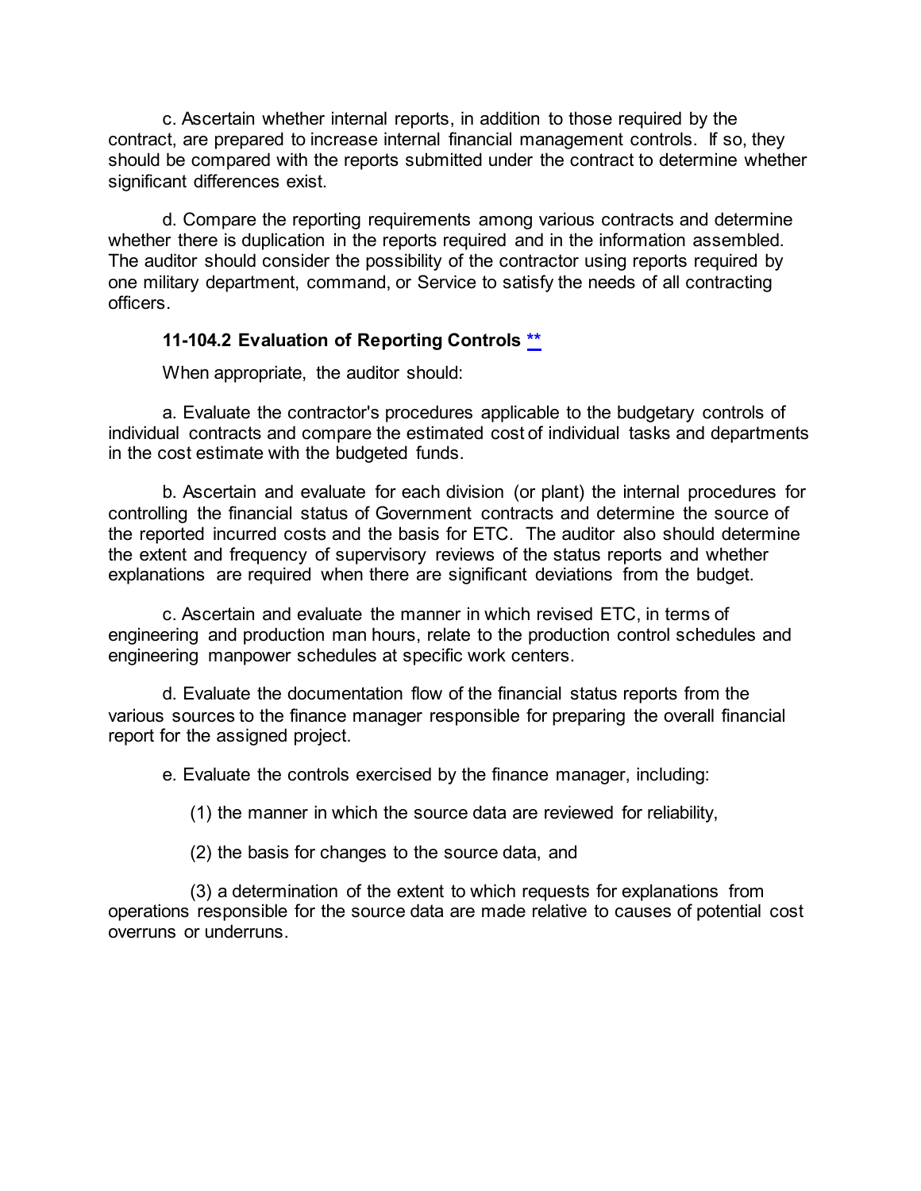c. Ascertain whether internal reports, in addition to those required by the contract, are prepared to increase internal financial management controls. If so, they should be compared with the reports submitted under the contract to determine whether significant differences exist.

d. Compare the reporting requirements among various contracts and determine whether there is duplication in the reports required and in the information assembled. The auditor should consider the possibility of the contractor using reports required by one military department, command, or Service to satisfy the needs of all contracting officers.

### 11-104.2 Evaluation of Reporting Controls **

When appropriate, the auditor should:

a. Evaluate the contractor's procedures applicable to the budgetary controls of individual contracts and compare the estimated cost of individual tasks and departments in the cost estimate with the budgeted funds.

b. Ascertain and evaluate for each division (or plant) the internal procedures for controlling the financial status of Government contracts and determine the source of the reported incurred costs and the basis for ETC. The auditor also should determine the extent and frequency of supervisory reviews of the status reports and whether explanations are required when there are significant deviations from the budget.

c. Ascertain and evaluate the manner in which revised ETC, in terms of engineering and production man hours, relate to the production control schedules and engineering manpower schedules at specific work centers.

d. Evaluate the documentation flow of the financial status reports from the various sources to the finance manager responsible for preparing the overall financial report for the assigned project.

e. Evaluate the controls exercised by the finance manager, including:

(1) the manner in which the source data are reviewed for reliability,

(2) the basis for changes to the source data, and

(3) a determination of the extent to which requests for explanations from operations responsible for the source data are made relative to causes of potential cost overruns or underruns.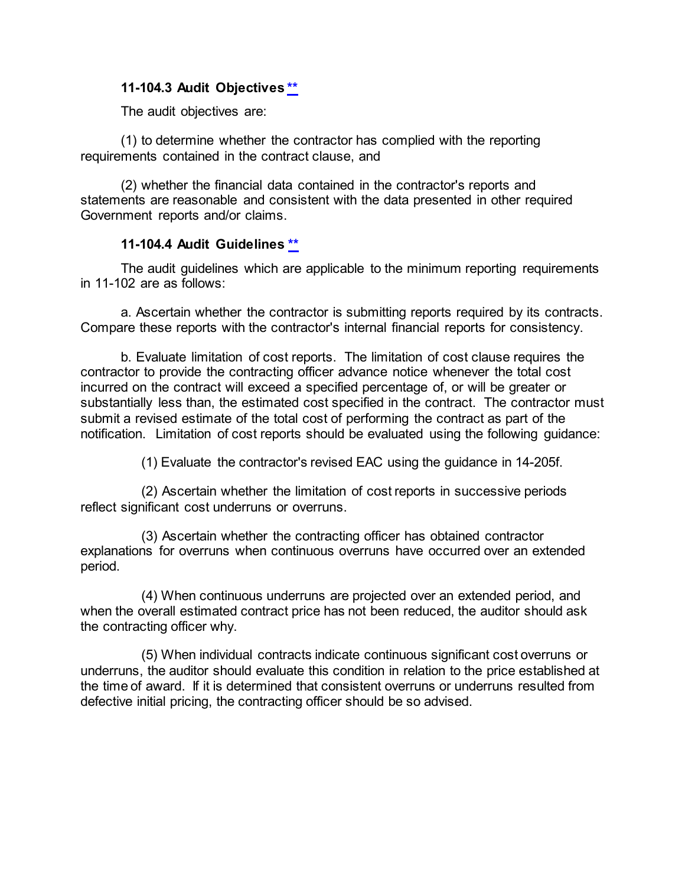#### 11-104.3 Audit Objectives [**](#)

The audit objectives are:

(1) to determine whether the contractor has complied with the reporting requirements contained in the contract clause, and

(2) whether the financial data contained in the contractor's reports and statements are reasonable and consistent with the data presented in other required Government reports and/or claims.

#### 11-104.4 Audit Guidelines [**](#)

The audit guidelines which are applicable to the minimum reporting requirements in 11-102 are as follows:

a. Ascertain whether the contractor is submitting reports required by its contracts. Compare these reports with the contractor's internal financial reports for consistency.

b. Evaluate limitation of cost reports. The limitation of cost clause requires the contractor to provide the contracting officer advance notice whenever the total cost incurred on the contract will exceed a specified percentage of, or will be greater or substantially less than, the estimated cost specified in the contract. The contractor must submit a revised estimate of the total cost of performing the contract as part of the notification. Limitation of cost reports should be evaluated using the following guidance:

(1) Evaluate the contractor's revised EAC using the guidance in 14-205f.

(2) Ascertain whether the limitation of cost reports in successive periods reflect significant cost underruns or overruns.

(3) Ascertain whether the contracting officer has obtained contractor explanations for overruns when continuous overruns have occurred over an extended period.

(4) When continuous underruns are projected over an extended period, and when the overall estimated contract price has not been reduced, the auditor should ask the contracting officer why.

(5) When individual contracts indicate continuous significant cost overruns or underruns, the auditor should evaluate this condition in relation to the price established at the time of award. If it is determined that consistent overruns or underruns resulted from defective initial pricing, the contracting officer should be so advised.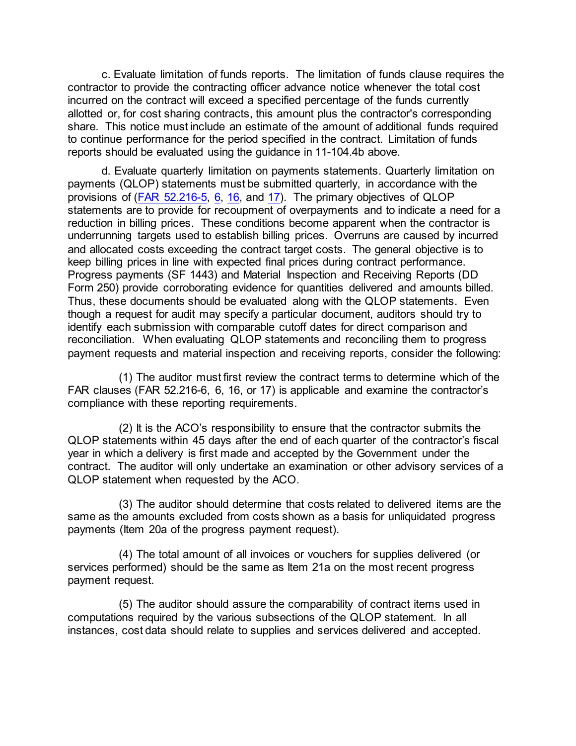c. Evaluate limitation of funds reports. The limitation of funds clause requires the contractor to provide the contracting officer advance notice whenever the total cost incurred on the contract will exceed a specified percentage of the funds currently allotted or, for cost sharing contracts, this amount plus the contractor's corresponding share. This notice must include an estimate of the amount of additional funds required to continue performance for the period specified in the contract. Limitation of funds reports should be evaluated using the guidance in 11-104.4b above.

d. Evaluate quarterly limitation on payments statements. Quarterly limitation on payments (QLOP) statements must be submitted quarterly, in accordance with the provisions of (FAR 52.216-5, 6, 16, and 17). The primary objectives of QLOP statements are to provide for recoupment of overpayments and to indicate a need for a reduction in billing prices. These conditions become apparent when the contractor is underrunning targets used to establish billing prices. Overruns are caused by incurred and allocated costs exceeding the contract target costs. The general objective is to keep billing prices in line with expected final prices during contract performance. Progress payments (SF 1443) and Material Inspection and Receiving Reports (DD Form 250) provide corroborating evidence for quantities delivered and amounts billed. Thus, these documents should be evaluated along with the QLOP statements. Even though a request for audit may specify a particular document, auditors should try to identify each submission with comparable cutoff dates for direct comparison and reconciliation. When evaluating QLOP statements and reconciling them to progress payment requests and material inspection and receiving reports, consider the following:

(1) The auditor must first review the contract terms to determine which of the FAR clauses (FAR 52.216-6, 6, 16, or 17) is applicable and examine the contractor's compliance with these reporting requirements.

(2) It is the ACO's responsibility to ensure that the contractor submits the QLOP statements within 45 days after the end of each quarter of the contractor's fiscal year in which a delivery is first made and accepted by the Government under the contract. The auditor will only undertake an examination or other advisory services of a QLOP statement when requested by the ACO.

(3) The auditor should determine that costs related to delivered items are the same as the amounts excluded from costs shown as a basis for unliquidated progress payments (Item 20a of the progress payment request).

(4) The total amount of all invoices or vouchers for supplies delivered (or services performed) should be the same as Item 21a on the most recent progress payment request.

(5) The auditor should assure the comparability of contract items used in computations required by the various subsections of the QLOP statement. In all instances, cost data should relate to supplies and services delivered and accepted.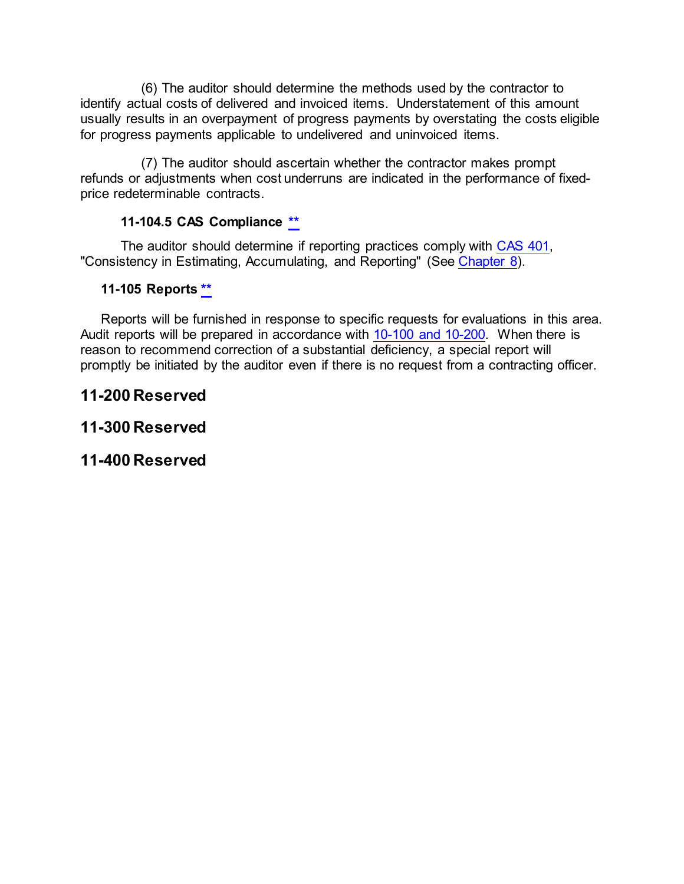(6) The auditor should determine the methods used by the contractor to identify actual costs of delivered and invoiced items. Understatement of this amount usually results in an overpayment of progress payments by overstating the costs eligible for progress payments applicable to undelivered and uninvoiced items.

(7) The auditor should ascertain whether the contractor makes prompt refunds or adjustments when cost underruns are indicated in the performance of fixed-price redeterminable contracts.

#### 11-104.5 CAS Compliance **

The auditor should determine if reporting practices comply with CAS 401, "Consistency in Estimating, Accumulating, and Reporting" (See Chapter 8).

### 11-105 Reports **

Reports will be furnished in response to specific requests for evaluations in this area. Audit reports will be prepared in accordance with 10-100 and 10-200. When there is reason to recommend correction of a substantial deficiency, a special report will promptly be initiated by the auditor even if there is no request from a contracting officer.

## 11-200 Reserved

## 11-300 Reserved

## 11-400 Reserved